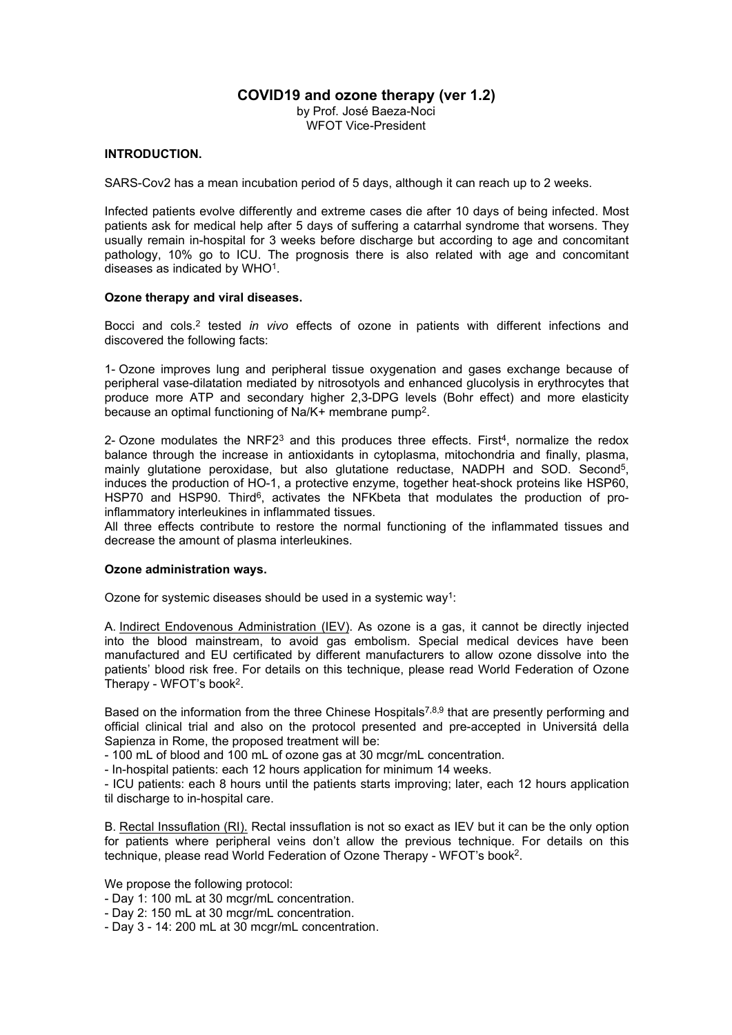# COVID19 and ozone therapy (ver 1.2)

by Prof. José Baeza-Noci
WFOT Vice-President

## INTRODUCTION.

SARS-Cov2 has a mean incubation period of 5 days, although it can reach up to 2 weeks.

Infected patients evolve differently and extreme cases die after 10 days of being infected. Most patients ask for medical help after 5 days of suffering a catarrhal syndrome that worsens. They usually remain in-hospital for 3 weeks before discharge but according to age and concomitant pathology, 10% go to ICU. The prognosis there is also related with age and concomitant diseases as indicated by WHO[1].

### Ozone therapy and viral diseases.

Bocci and cols.[2] tested *in vivo* effects of ozone in patients with different infections and discovered the following facts:

1- Ozone improves lung and peripheral tissue oxygenation and gases exchange because of peripheral vase-dilatation mediated by nitrosotyols and enhanced glucolysis in erythrocytes that produce more ATP and secondary higher 2,3-DPG levels (Bohr effect) and more elasticity because an optimal functioning of Na/K+ membrane pump[2].

2- Ozone modulates the NRF2[3] and this produces three effects. First[4], normalize the redox balance through the increase in antioxidants in cytoplasma, mitochondria and finally, plasma, mainly glutatione peroxidase, but also glutatione reductase, NADPH and SOD. Second[5], induces the production of HO-1, a protective enzyme, together heat-shock proteins like HSP60, HSP70 and HSP90. Third[6], activates the NFKbeta that modulates the production of pro-inflammatory interleukines in inflammated tissues.

All three effects contribute to restore the normal functioning of the inflammated tissues and decrease the amount of plasma interleukines.

### Ozone administration ways.

Ozone for systemic diseases should be used in a systemic way[1]:

A. Indirect Endovenous Administration (IEV). As ozone is a gas, it cannot be directly injected into the blood mainstream, to avoid gas embolism. Special medical devices have been manufactured and EU certificated by different manufacturers to allow ozone dissolve into the patients' blood risk free. For details on this technique, please read World Federation of Ozone Therapy - WFOT's book[2].

Based on the information from the three Chinese Hospitals[7,8,9] that are presently performing and official clinical trial and also on the protocol presented and pre-accepted in Universitá della Sapienza in Rome, the proposed treatment will be:

- 100 mL of blood and 100 mL of ozone gas at 30 mcgr/mL concentration.
- In-hospital patients: each 12 hours application for minimum 14 weeks.
- ICU patients: each 8 hours until the patients starts improving; later, each 12 hours application til discharge to in-hospital care.

B. Rectal Inssuflation (RI). Rectal inssuflation is not so exact as IEV but it can be the only option for patients where peripheral veins don't allow the previous technique. For details on this technique, please read World Federation of Ozone Therapy - WFOT's book[2].

We propose the following protocol:

- Day 1: 100 mL at 30 mcgr/mL concentration.
- Day 2: 150 mL at 30 mcgr/mL concentration.
- Day 3 - 14: 200 mL at 30 mcgr/mL concentration.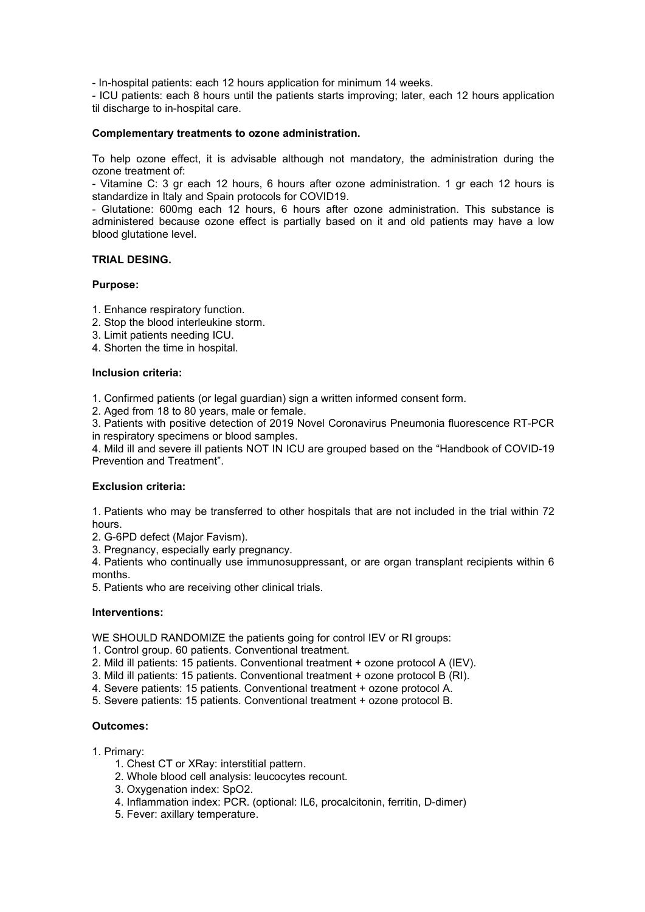- In-hospital patients: each 12 hours application for minimum 14 weeks.
- ICU patients: each 8 hours until the patients starts improving; later, each 12 hours application til discharge to in-hospital care.

**Complementary treatments to ozone administration.**

To help ozone effect, it is advisable although not mandatory, the administration during the ozone treatment of:

- Vitamine C: 3 gr each 12 hours, 6 hours after ozone administration. 1 gr each 12 hours is standardize in Italy and Spain protocols for COVID19.
- Glutatione: 600mg each 12 hours, 6 hours after ozone administration. This substance is administered because ozone effect is partially based on it and old patients may have a low blood glutatione level.

**TRIAL DESING.**

**Purpose:**

1. Enhance respiratory function.
2. Stop the blood interleukine storm.
3. Limit patients needing ICU.
4. Shorten the time in hospital.

**Inclusion criteria:**

1. Confirmed patients (or legal guardian) sign a written informed consent form.
2. Aged from 18 to 80 years, male or female.
3. Patients with positive detection of 2019 Novel Coronavirus Pneumonia fluorescence RT-PCR in respiratory specimens or blood samples.
4. Mild ill and severe ill patients NOT IN ICU are grouped based on the "Handbook of COVID-19 Prevention and Treatment".

**Exclusion criteria:**

1. Patients who may be transferred to other hospitals that are not included in the trial within 72 hours.
2. G-6PD defect (Major Favism).
3. Pregnancy, especially early pregnancy.
4. Patients who continually use immunosuppressant, or are organ transplant recipients within 6 months.
5. Patients who are receiving other clinical trials.

**Interventions:**

WE SHOULD RANDOMIZE the patients going for control IEV or RI groups:

1. Control group. 60 patients. Conventional treatment.
2. Mild ill patients: 15 patients. Conventional treatment + ozone protocol A (IEV).
3. Mild ill patients: 15 patients. Conventional treatment + ozone protocol B (RI).
4. Severe patients: 15 patients. Conventional treatment + ozone protocol A.
5. Severe patients: 15 patients. Conventional treatment + ozone protocol B.

**Outcomes:**

1. Primary:
    1. Chest CT or XRay: interstitial pattern.
    2. Whole blood cell analysis: leucocytes recount.
    3. Oxygenation index: SpO2.
    4. Inflammation index: PCR. (optional: IL6, procalcitonin, ferritin, D-dimer)
    5. Fever: axillary temperature.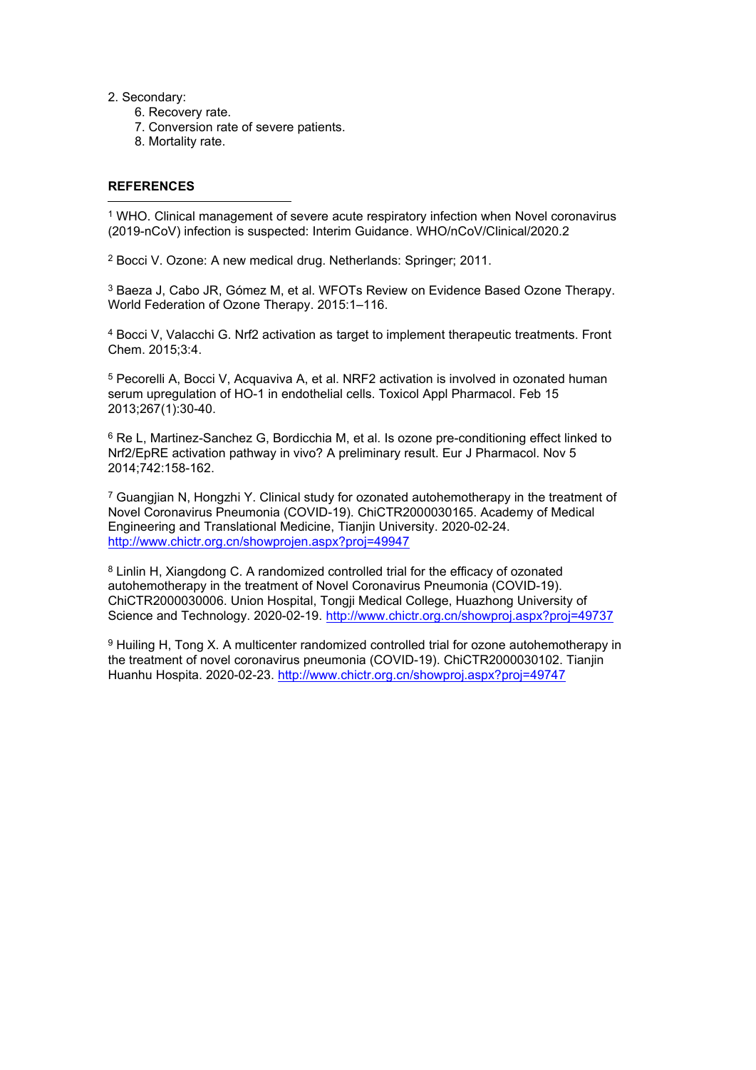2. Secondary:
    6. Recovery rate.
    7. Conversion rate of severe patients.
    8. Mortality rate.

## REFERENCES

[1] WHO. Clinical management of severe acute respiratory infection when Novel coronavirus (2019-nCoV) infection is suspected: Interim Guidance. WHO/nCoV/Clinical/2020.2

[2] Bocci V. Ozone: A new medical drug. Netherlands: Springer; 2011.

[3] Baeza J, Cabo JR, Gómez M, et al. WFOTs Review on Evidence Based Ozone Therapy. World Federation of Ozone Therapy. 2015:1–116.

[4] Bocci V, Valacchi G. Nrf2 activation as target to implement therapeutic treatments. Front Chem. 2015;3:4.

[5] Pecorelli A, Bocci V, Acquaviva A, et al. NRF2 activation is involved in ozonated human serum upregulation of HO-1 in endothelial cells. Toxicol Appl Pharmacol. Feb 15 2013;267(1):30-40.

[6] Re L, Martinez-Sanchez G, Bordicchia M, et al. Is ozone pre-conditioning effect linked to Nrf2/EpRE activation pathway in vivo? A preliminary result. Eur J Pharmacol. Nov 5 2014;742:158-162.

[7] Guangjian N, Hongzhi Y. Clinical study for ozonated autohemotherapy in the treatment of Novel Coronavirus Pneumonia (COVID-19). ChiCTR2000030165. Academy of Medical Engineering and Translational Medicine, Tianjin University. 2020-02-24. http://www.chictr.org.cn/showprojen.aspx?proj=49947

[8] Linlin H, Xiangdong C. A randomized controlled trial for the efficacy of ozonated autohemotherapy in the treatment of Novel Coronavirus Pneumonia (COVID-19). ChiCTR2000030006. Union Hospital, Tongji Medical College, Huazhong University of Science and Technology. 2020-02-19. http://www.chictr.org.cn/showproj.aspx?proj=49737

[9] Huiling H, Tong X. A multicenter randomized controlled trial for ozone autohemotherapy in the treatment of novel coronavirus pneumonia (COVID-19). ChiCTR2000030102. Tianjin Huanhu Hospita. 2020-02-23. http://www.chictr.org.cn/showproj.aspx?proj=49747